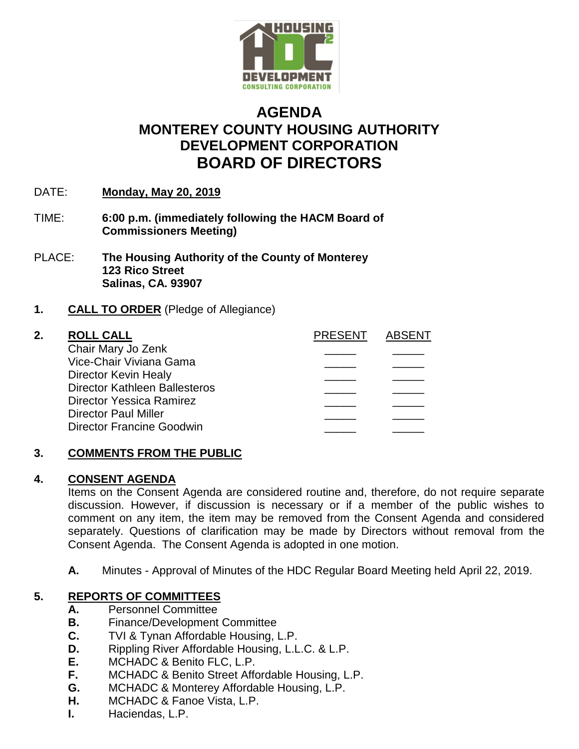# AGENDA
## MONTEREY COUNTY HOUSING AUTHORITY DEVELOPMENT CORPORATION
## BOARD OF DIRECTORS

DATE: **Monday, May 20, 2019**

TIME: **6:00 p.m. (immediately following the HACM Board of Commissioners Meeting)**

PLACE: **The Housing Authority of the County of Monterey**
**123 Rico Street**
**Salinas, CA. 93907**

**1. CALL TO ORDER** (Pledge of Allegiance)

**2. ROLL CALL**

| | PRESENT | ABSENT |
|---|---|---|
| Chair Mary Jo Zenk | _____ | _____ |
| Vice-Chair Viviana Gama | _____ | _____ |
| Director Kevin Healy | _____ | _____ |
| Director Kathleen Ballesteros | _____ | _____ |
| Director Yessica Ramirez | _____ | _____ |
| Director Paul Miller | _____ | _____ |
| Director Francine Goodwin | _____ | _____ |

**3. COMMENTS FROM THE PUBLIC**

**4. CONSENT AGENDA**

Items on the Consent Agenda are considered routine and, therefore, do not require separate discussion. However, if discussion is necessary or if a member of the public wishes to comment on any item, the item may be removed from the Consent Agenda and considered separately. Questions of clarification may be made by Directors without removal from the Consent Agenda. The Consent Agenda is adopted in one motion.

**A.** Minutes - Approval of Minutes of the HDC Regular Board Meeting held April 22, 2019.

**5. REPORTS OF COMMITTEES**

**A.** Personnel Committee
**B.** Finance/Development Committee
**C.** TVI & Tynan Affordable Housing, L.P.
**D.** Rippling River Affordable Housing, L.L.C. & L.P.
**E.** MCHADC & Benito FLC, L.P.
**F.** MCHADC & Benito Street Affordable Housing, L.P.
**G.** MCHADC & Monterey Affordable Housing, L.P.
**H.** MCHADC & Fanoe Vista, L.P.
**I.** Haciendas, L.P.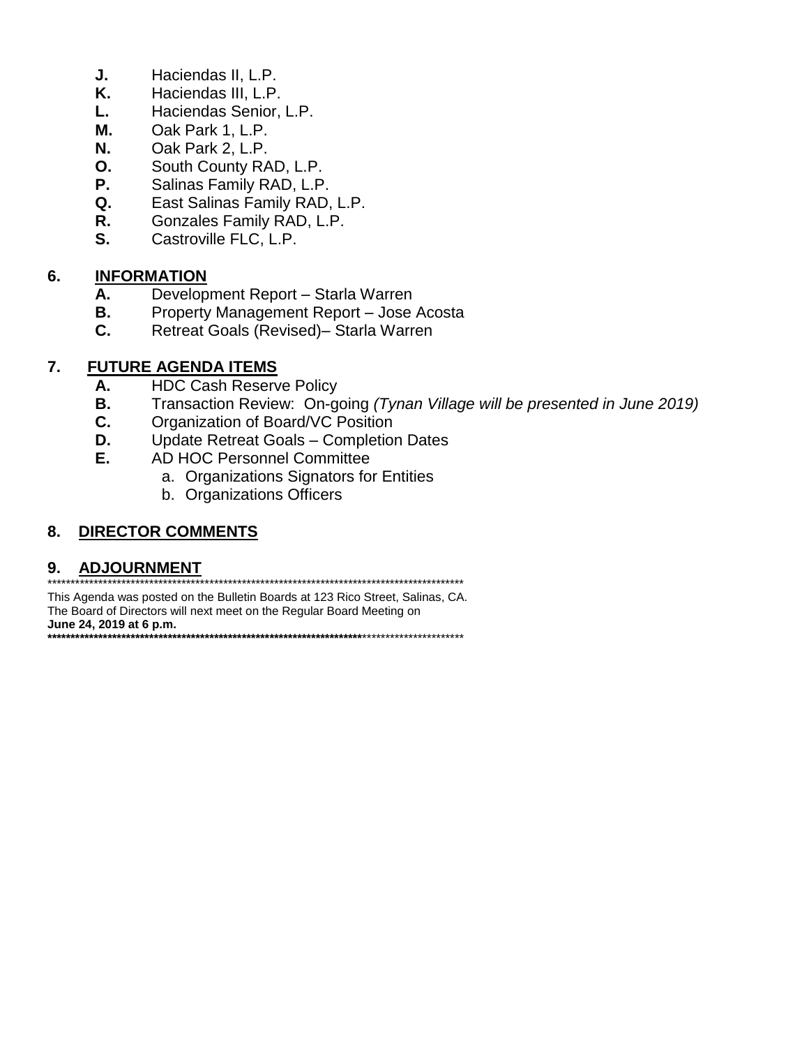- **J.** Haciendas II, L.P.
- **K.** Haciendas III, L.P.
- **L.** Haciendas Senior, L.P.
- **M.** Oak Park 1, L.P.
- **N.** Oak Park 2, L.P.
- **O.** South County RAD, L.P.
- **P.** Salinas Family RAD, L.P.
- **Q.** East Salinas Family RAD, L.P.
- **R.** Gonzales Family RAD, L.P.
- **S.** Castroville FLC, L.P.

## 6. INFORMATION

- **A.** Development Report – Starla Warren
- **B.** Property Management Report – Jose Acosta
- **C.** Retreat Goals (Revised)– Starla Warren

## 7. FUTURE AGENDA ITEMS

- **A.** HDC Cash Reserve Policy
- **B.** Transaction Review: On-going *(Tynan Village will be presented in June 2019)*
- **C.** Organization of Board/VC Position
- **D.** Update Retreat Goals – Completion Dates
- **E.** AD HOC Personnel Committee
  - a. Organizations Signators for Entities
  - b. Organizations Officers

## 8. DIRECTOR COMMENTS

## 9. ADJOURNMENT

*****************************************************************************************

This Agenda was posted on the Bulletin Boards at 123 Rico Street, Salinas, CA.
The Board of Directors will next meet on the Regular Board Meeting on
**June 24, 2019 at 6 p.m.**

*****************************************************************************************